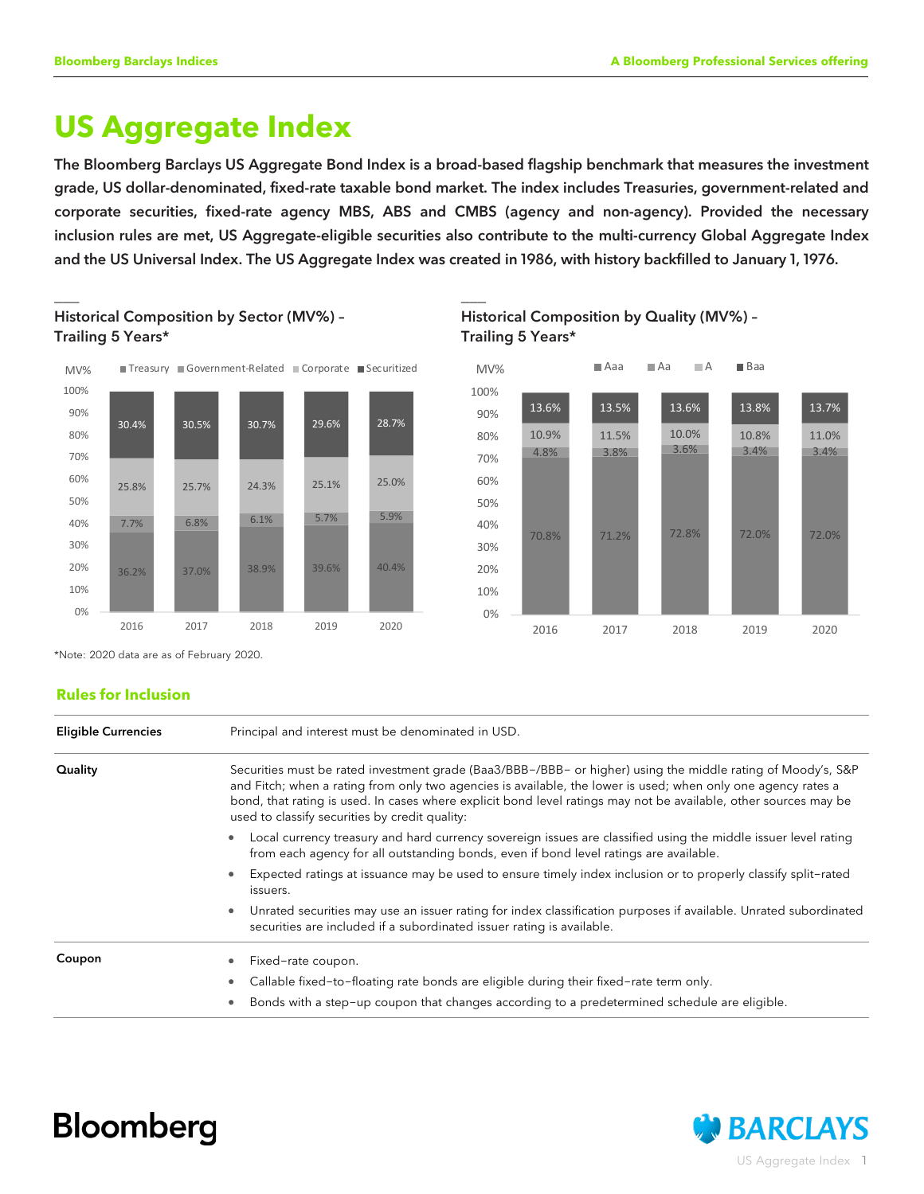# US Aggregate Index

**The Bloomberg Barclays US Aggregate Bond Index is a broad-based flagship benchmark that measures the investment grade, US dollar-denominated, fixed-rate taxable bond market. The index includes Treasuries, government-related and corporate securities, fixed-rate agency MBS, ABS and CMBS (agency and non-agency). Provided the necessary inclusion rules are met, US Aggregate-eligible securities also contribute to the multi-currency Global Aggregate Index and the US Universal Index. The US Aggregate Index was created in 1986, with history backfilled to January 1, 1976.**

### Historical Composition by Sector (MV%) – Trailing 5 Years*

| MV% | 2016 | 2017 | 2018 | 2019 | 2020 |
|---|---|---|---|---|---|
| Treasury | 36.2% | 37.0% | 38.9% | 39.6% | 40.4% |
| Government-Related | 7.7% | 6.8% | 6.1% | 5.7% | 5.9% |
| Corporate | 25.8% | 25.7% | 24.3% | 25.1% | 25.0% |
| Securitized | 30.4% | 30.5% | 30.7% | 29.6% | 28.7% |

### Historical Composition by Quality (MV%) – Trailing 5 Years*

| MV% | 2016 | 2017 | 2018 | 2019 | 2020 |
|---|---|---|---|---|---|
| Aaa | 70.8% | 71.2% | 72.8% | 72.0% | 72.0% |
| Aa | 4.8% | 3.8% | 3.6% | 3.4% | 3.4% |
| A | 10.9% | 11.5% | 10.0% | 10.8% | 11.0% |
| Baa | 13.6% | 13.5% | 13.6% | 13.8% | 13.7% |

*Note: 2020 data are as of February 2020.

## Rules for Inclusion

| | |
|---|---|
| **Eligible Currencies** | Principal and interest must be denominated in USD. |
| **Quality** | Securities must be rated investment grade (Baa3/BBB–/BBB– or higher) using the middle rating of Moody's, S&P and Fitch; when a rating from only two agencies is available, the lower is used; when only one agency rates a bond, that rating is used. In cases where explicit bond level ratings may not be available, other sources may be used to classify securities by credit quality:<br>• Local currency treasury and hard currency sovereign issues are classified using the middle issuer level rating from each agency for all outstanding bonds, even if bond level ratings are available.<br>• Expected ratings at issuance may be used to ensure timely index inclusion or to properly classify split-rated issuers.<br>• Unrated securities may use an issuer rating for index classification purposes if available. Unrated subordinated securities are included if a subordinated issuer rating is available. |
| **Coupon** | • Fixed-rate coupon.<br>• Callable fixed-to-floating rate bonds are eligible during their fixed-rate term only.<br>• Bonds with a step-up coupon that changes according to a predetermined schedule are eligible. |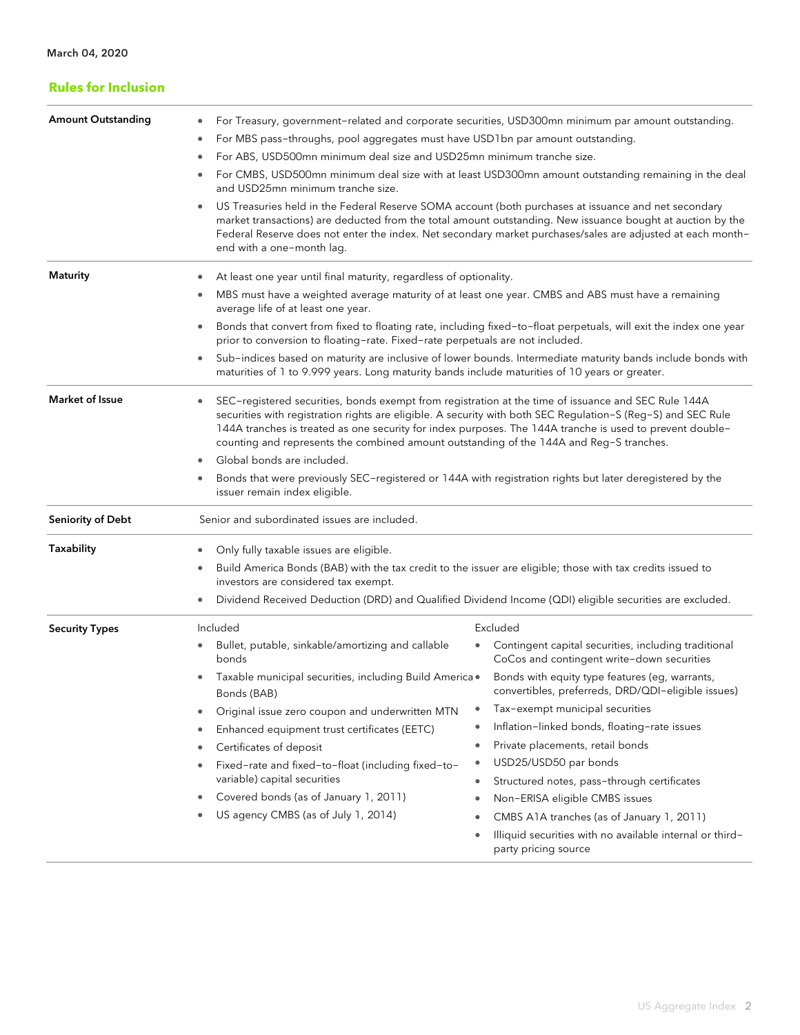March 04, 2020

## Rules for Inclusion

| | |
|---|---|
| **Amount Outstanding** | • For Treasury, government–related and corporate securities, USD300mn minimum par amount outstanding.<br>• For MBS pass–throughs, pool aggregates must have USD1bn par amount outstanding.<br>• For ABS, USD500mn minimum deal size and USD25mn minimum tranche size.<br>• For CMBS, USD500mn minimum deal size with at least USD300mn amount outstanding remaining in the deal and USD25mn minimum tranche size.<br>• US Treasuries held in the Federal Reserve SOMA account (both purchases at issuance and net secondary market transactions) are deducted from the total amount outstanding. New issuance bought at auction by the Federal Reserve does not enter the index. Net secondary market purchases/sales are adjusted at each month–end with a one–month lag. |
| **Maturity** | • At least one year until final maturity, regardless of optionality.<br>• MBS must have a weighted average maturity of at least one year. CMBS and ABS must have a remaining average life of at least one year.<br>• Bonds that convert from fixed to floating rate, including fixed–to–float perpetuals, will exit the index one year prior to conversion to floating–rate. Fixed–rate perpetuals are not included.<br>• Sub–indices based on maturity are inclusive of lower bounds. Intermediate maturity bands include bonds with maturities of 1 to 9.999 years. Long maturity bands include maturities of 10 years or greater. |
| **Market of Issue** | • SEC–registered securities, bonds exempt from registration at the time of issuance and SEC Rule 144A securities with registration rights are eligible. A security with both SEC Regulation–S (Reg–S) and SEC Rule 144A tranches is treated as one security for index purposes. The 144A tranche is used to prevent double–counting and represents the combined amount outstanding of the 144A and Reg–S tranches.<br>• Global bonds are included.<br>• Bonds that were previously SEC–registered or 144A with registration rights but later deregistered by the issuer remain index eligible. |
| **Seniority of Debt** | Senior and subordinated issues are included. |
| **Taxability** | • Only fully taxable issues are eligible.<br>• Build America Bonds (BAB) with the tax credit to the issuer are eligible; those with tax credits issued to investors are considered tax exempt.<br>• Dividend Received Deduction (DRD) and Qualified Dividend Income (QDI) eligible securities are excluded. |
| **Security Types** | **Included**<br>• Bullet, putable, sinkable/amortizing and callable bonds<br>• Taxable municipal securities, including Build America Bonds (BAB)<br>• Original issue zero coupon and underwritten MTN<br>• Enhanced equipment trust certificates (EETC)<br>• Certificates of deposit<br>• Fixed–rate and fixed–to–float (including fixed–to–variable) capital securities<br>• Covered bonds (as of January 1, 2011)<br>• US agency CMBS (as of July 1, 2014)<br><br>**Excluded**<br>• Contingent capital securities, including traditional CoCos and contingent write–down securities<br>• Bonds with equity type features (eg, warrants, convertibles, preferreds, DRD/QDI–eligible issues)<br>• Tax–exempt municipal securities<br>• Inflation–linked bonds, floating–rate issues<br>• Private placements, retail bonds<br>• USD25/USD50 par bonds<br>• Structured notes, pass–through certificates<br>• Non–ERISA eligible CMBS issues<br>• CMBS A1A tranches (as of January 1, 2011)<br>• Illiquid securities with no available internal or third–party pricing source |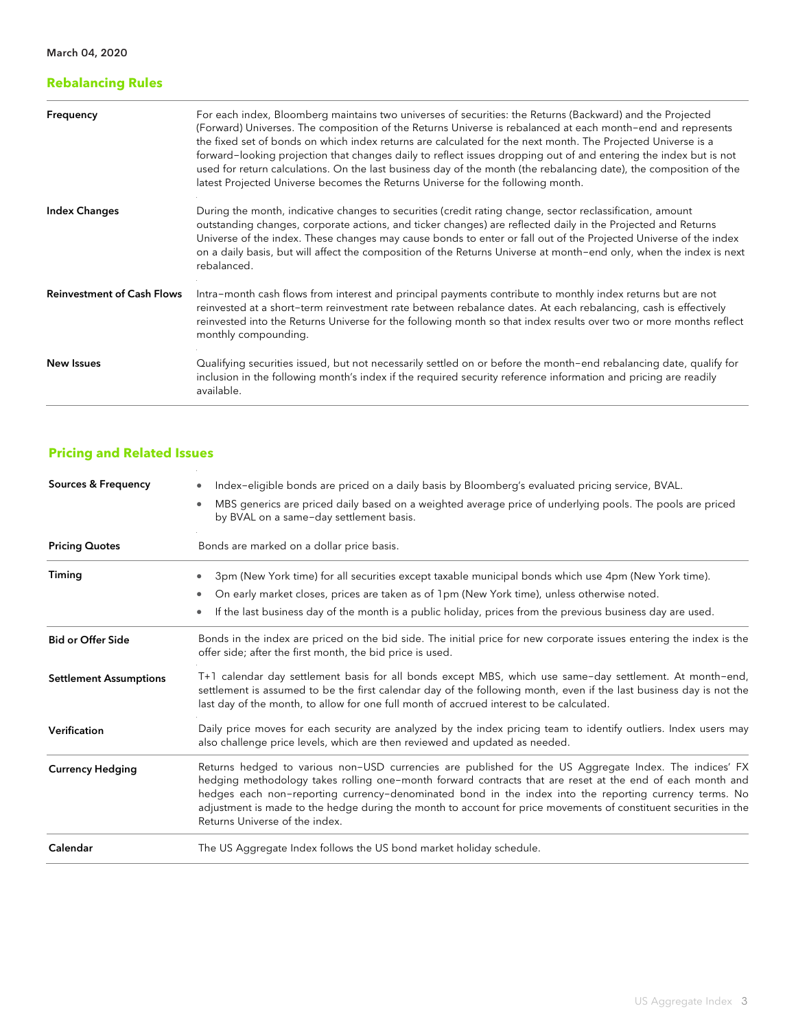March 04, 2020

## Rebalancing Rules

| | |
|---|---|
| **Frequency** | For each index, Bloomberg maintains two universes of securities: the Returns (Backward) and the Projected (Forward) Universes. The composition of the Returns Universe is rebalanced at each month–end and represents the fixed set of bonds on which index returns are calculated for the next month. The Projected Universe is a forward–looking projection that changes daily to reflect issues dropping out of and entering the index but is not used for return calculations. On the last business day of the month (the rebalancing date), the composition of the latest Projected Universe becomes the Returns Universe for the following month. |
| **Index Changes** | During the month, indicative changes to securities (credit rating change, sector reclassification, amount outstanding changes, corporate actions, and ticker changes) are reflected daily in the Projected and Returns Universe of the index. These changes may cause bonds to enter or fall out of the Projected Universe of the index on a daily basis, but will affect the composition of the Returns Universe at month–end only, when the index is next rebalanced. |
| **Reinvestment of Cash Flows** | Intra–month cash flows from interest and principal payments contribute to monthly index returns but are not reinvested at a short–term reinvestment rate between rebalance dates. At each rebalancing, cash is effectively reinvested into the Returns Universe for the following month so that index results over two or more months reflect monthly compounding. |
| **New Issues** | Qualifying securities issued, but not necessarily settled on or before the month–end rebalancing date, qualify for inclusion in the following month's index if the required security reference information and pricing are readily available. |

## Pricing and Related Issues

| | |
|---|---|
| **Sources & Frequency** | • Index–eligible bonds are priced on a daily basis by Bloomberg's evaluated pricing service, BVAL.<br>• MBS generics are priced daily based on a weighted average price of underlying pools. The pools are priced by BVAL on a same–day settlement basis. |
| **Pricing Quotes** | Bonds are marked on a dollar price basis. |
| **Timing** | • 3pm (New York time) for all securities except taxable municipal bonds which use 4pm (New York time).<br>• On early market closes, prices are taken as of 1pm (New York time), unless otherwise noted.<br>• If the last business day of the month is a public holiday, prices from the previous business day are used. |
| **Bid or Offer Side** | Bonds in the index are priced on the bid side. The initial price for new corporate issues entering the index is the offer side; after the first month, the bid price is used. |
| **Settlement Assumptions** | T+1 calendar day settlement basis for all bonds except MBS, which use same–day settlement. At month–end, settlement is assumed to be the first calendar day of the following month, even if the last business day is not the last day of the month, to allow for one full month of accrued interest to be calculated. |
| **Verification** | Daily price moves for each security are analyzed by the index pricing team to identify outliers. Index users may also challenge price levels, which are then reviewed and updated as needed. |
| **Currency Hedging** | Returns hedged to various non–USD currencies are published for the US Aggregate Index. The indices' FX hedging methodology takes rolling one–month forward contracts that are reset at the end of each month and hedges each non–reporting currency–denominated bond in the index into the reporting currency terms. No adjustment is made to the hedge during the month to account for price movements of constituent securities in the Returns Universe of the index. |
| **Calendar** | The US Aggregate Index follows the US bond market holiday schedule. |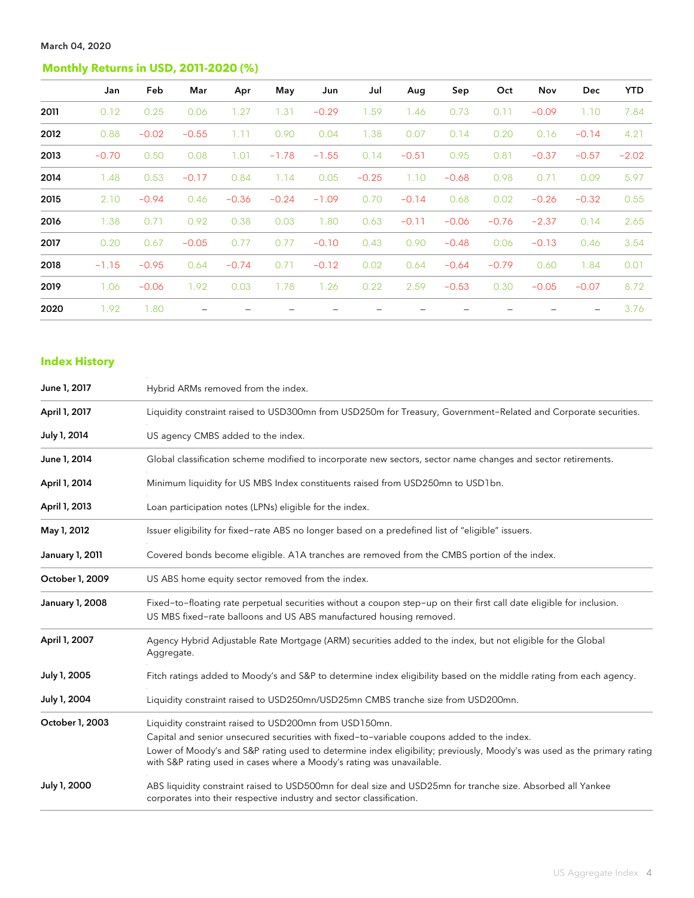March 04, 2020

## Monthly Returns in USD, 2011-2020 (%)

| | Jan | Feb | Mar | Apr | May | Jun | Jul | Aug | Sep | Oct | Nov | Dec | YTD |
|---|---|---|---|---|---|---|---|---|---|---|---|---|---|
| 2011 | 0.12 | 0.25 | 0.06 | 1.27 | 1.31 | −0.29 | 1.59 | 1.46 | 0.73 | 0.11 | −0.09 | 1.10 | 7.84 |
| 2012 | 0.88 | −0.02 | −0.55 | 1.11 | 0.90 | 0.04 | 1.38 | 0.07 | 0.14 | 0.20 | 0.16 | −0.14 | 4.21 |
| 2013 | −0.70 | 0.50 | 0.08 | 1.01 | −1.78 | −1.55 | 0.14 | −0.51 | 0.95 | 0.81 | −0.37 | −0.57 | −2.02 |
| 2014 | 1.48 | 0.53 | −0.17 | 0.84 | 1.14 | 0.05 | −0.25 | 1.10 | −0.68 | 0.98 | 0.71 | 0.09 | 5.97 |
| 2015 | 2.10 | −0.94 | 0.46 | −0.36 | −0.24 | −1.09 | 0.70 | −0.14 | 0.68 | 0.02 | −0.26 | −0.32 | 0.55 |
| 2016 | 1.38 | 0.71 | 0.92 | 0.38 | 0.03 | 1.80 | 0.63 | −0.11 | −0.06 | −0.76 | −2.37 | 0.14 | 2.65 |
| 2017 | 0.20 | 0.67 | −0.05 | 0.77 | 0.77 | −0.10 | 0.43 | 0.90 | −0.48 | 0.06 | −0.13 | 0.46 | 3.54 |
| 2018 | −1.15 | −0.95 | 0.64 | −0.74 | 0.71 | −0.12 | 0.02 | 0.64 | −0.64 | −0.79 | 0.60 | 1.84 | 0.01 |
| 2019 | 1.06 | −0.06 | 1.92 | 0.03 | 1.78 | 1.26 | 0.22 | 2.59 | −0.53 | 0.30 | −0.05 | −0.07 | 8.72 |
| 2020 | 1.92 | 1.80 | – | – | – | – | – | – | – | – | – | – | 3.76 |

## Index History

| | |
|---|---|
| **June 1, 2017** | Hybrid ARMs removed from the index. |
| **April 1, 2017** | Liquidity constraint raised to USD300mn from USD250m for Treasury, Government–Related and Corporate securities. |
| **July 1, 2014** | US agency CMBS added to the index. |
| **June 1, 2014** | Global classification scheme modified to incorporate new sectors, sector name changes and sector retirements. |
| **April 1, 2014** | Minimum liquidity for US MBS Index constituents raised from USD250mn to USD1bn. |
| **April 1, 2013** | Loan participation notes (LPNs) eligible for the index. |
| **May 1, 2012** | Issuer eligibility for fixed–rate ABS no longer based on a predefined list of "eligible" issuers. |
| **January 1, 2011** | Covered bonds become eligible. A1A tranches are removed from the CMBS portion of the index. |
| **October 1, 2009** | US ABS home equity sector removed from the index. |
| **January 1, 2008** | Fixed–to–floating rate perpetual securities without a coupon step–up on their first call date eligible for inclusion. US MBS fixed–rate balloons and US ABS manufactured housing removed. |
| **April 1, 2007** | Agency Hybrid Adjustable Rate Mortgage (ARM) securities added to the index, but not eligible for the Global Aggregate. |
| **July 1, 2005** | Fitch ratings added to Moody's and S&P to determine index eligibility based on the middle rating from each agency. |
| **July 1, 2004** | Liquidity constraint raised to USD250mn/USD25mn CMBS tranche size from USD200mn. |
| **October 1, 2003** | Liquidity constraint raised to USD200mn from USD150mn. Capital and senior unsecured securities with fixed–to–variable coupons added to the index. Lower of Moody's and S&P rating used to determine index eligibility; previously, Moody's was used as the primary rating with S&P rating used in cases where a Moody's rating was unavailable. |
| **July 1, 2000** | ABS liquidity constraint raised to USD500mn for deal size and USD25mn for tranche size. Absorbed all Yankee corporates into their respective industry and sector classification. |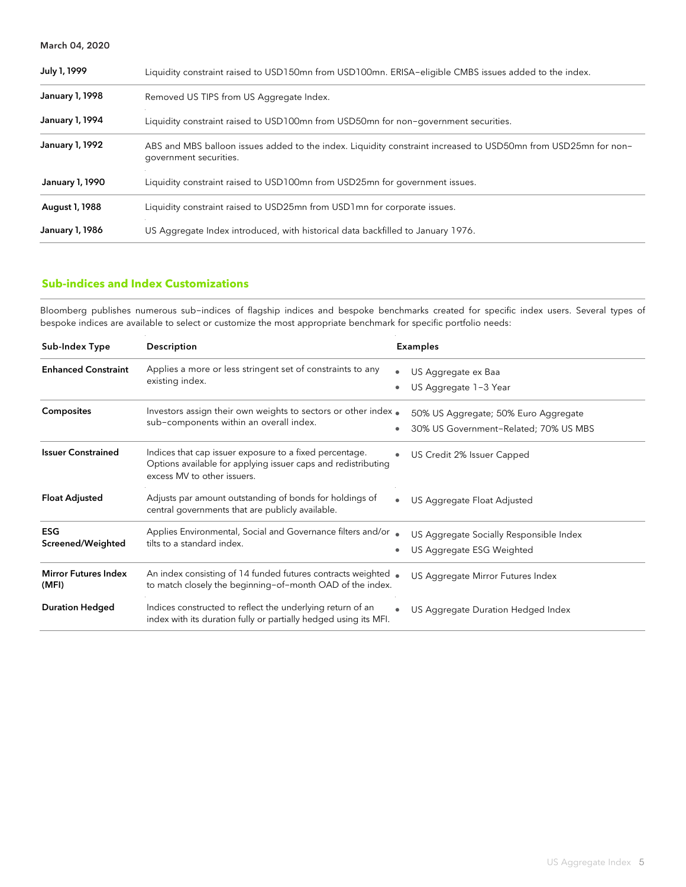March 04, 2020

| | |
|---|---|
| **July 1, 1999** | Liquidity constraint raised to USD150mn from USD100mn. ERISA–eligible CMBS issues added to the index. |
| **January 1, 1998** | Removed US TIPS from US Aggregate Index. |
| **January 1, 1994** | Liquidity constraint raised to USD100mn from USD50mn for non–government securities. |
| **January 1, 1992** | ABS and MBS balloon issues added to the index. Liquidity constraint increased to USD50mn from USD25mn for non–government securities. |
| **January 1, 1990** | Liquidity constraint raised to USD100mn from USD25mn for government issues. |
| **August 1, 1988** | Liquidity constraint raised to USD25mn from USD1mn for corporate issues. |
| **January 1, 1986** | US Aggregate Index introduced, with historical data backfilled to January 1976. |

## Sub-indices and Index Customizations

Bloomberg publishes numerous sub–indices of flagship indices and bespoke benchmarks created for specific index users. Several types of bespoke indices are available to select or customize the most appropriate benchmark for specific portfolio needs:

| Sub-Index Type | Description | Examples |
|---|---|---|
| **Enhanced Constraint** | Applies a more or less stringent set of constraints to any existing index. | • US Aggregate ex Baa<br>• US Aggregate 1–3 Year |
| **Composites** | Investors assign their own weights to sectors or other index sub–components within an overall index. | • 50% US Aggregate; 50% Euro Aggregate<br>• 30% US Government–Related; 70% US MBS |
| **Issuer Constrained** | Indices that cap issuer exposure to a fixed percentage. Options available for applying issuer caps and redistributing excess MV to other issuers. | • US Credit 2% Issuer Capped |
| **Float Adjusted** | Adjusts par amount outstanding of bonds for holdings of central governments that are publicly available. | • US Aggregate Float Adjusted |
| **ESG Screened/Weighted** | Applies Environmental, Social and Governance filters and/or tilts to a standard index. | • US Aggregate Socially Responsible Index<br>• US Aggregate ESG Weighted |
| **Mirror Futures Index (MFI)** | An index consisting of 14 funded futures contracts weighted to match closely the beginning–of–month OAD of the index. | • US Aggregate Mirror Futures Index |
| **Duration Hedged** | Indices constructed to reflect the underlying return of an index with its duration fully or partially hedged using its MFI. | • US Aggregate Duration Hedged Index |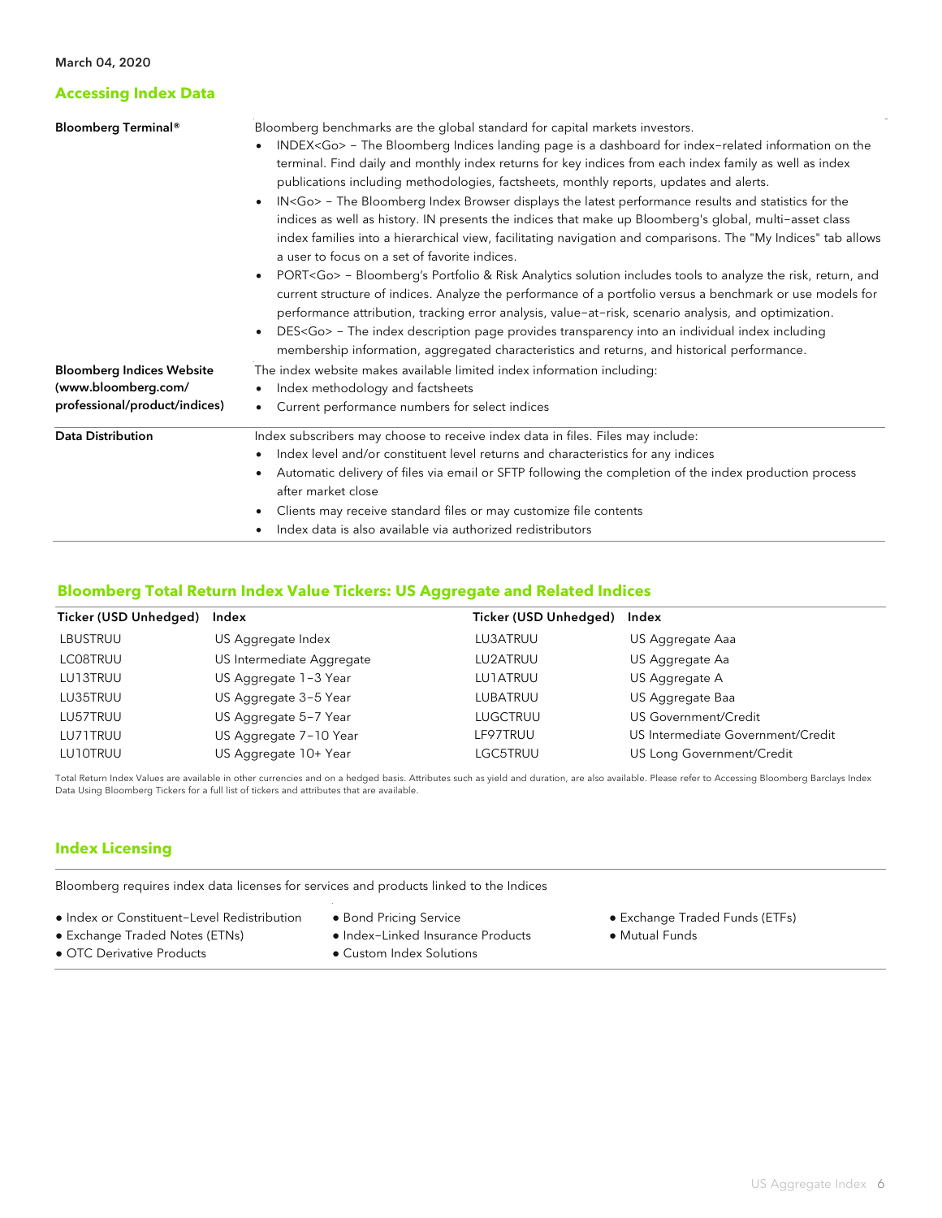March 04, 2020

## Accessing Index Data

| | |
|---|---|
| **Bloomberg Terminal®** | Bloomberg benchmarks are the global standard for capital markets investors.<br>• INDEX<Go> – The Bloomberg Indices landing page is a dashboard for index–related information on the terminal. Find daily and monthly index returns for key indices from each index family as well as index publications including methodologies, factsheets, monthly reports, updates and alerts.<br>• IN<Go> – The Bloomberg Index Browser displays the latest performance results and statistics for the indices as well as history. IN presents the indices that make up Bloomberg's global, multi–asset class index families into a hierarchical view, facilitating navigation and comparisons. The "My Indices" tab allows a user to focus on a set of favorite indices.<br>• PORT<Go> – Bloomberg's Portfolio & Risk Analytics solution includes tools to analyze the risk, return, and current structure of indices. Analyze the performance of a portfolio versus a benchmark or use models for performance attribution, tracking error analysis, value–at–risk, scenario analysis, and optimization.<br>• DES<Go> – The index description page provides transparency into an individual index including membership information, aggregated characteristics and returns, and historical performance. |
| **Bloomberg Indices Website (www.bloomberg.com/ professional/product/indices)** | The index website makes available limited index information including:<br>• Index methodology and factsheets<br>• Current performance numbers for select indices |
| **Data Distribution** | Index subscribers may choose to receive index data in files. Files may include:<br>• Index level and/or constituent level returns and characteristics for any indices<br>• Automatic delivery of files via email or SFTP following the completion of the index production process after market close<br>• Clients may receive standard files or may customize file contents<br>• Index data is also available via authorized redistributors |

## Bloomberg Total Return Index Value Tickers: US Aggregate and Related Indices

| Ticker (USD Unhedged) | Index | Ticker (USD Unhedged) | Index |
|---|---|---|---|
| LBUSTRUU | US Aggregate Index | LU3ATRUU | US Aggregate Aaa |
| LC08TRUU | US Intermediate Aggregate | LU2ATRUU | US Aggregate Aa |
| LU13TRUU | US Aggregate 1–3 Year | LU1ATRUU | US Aggregate A |
| LU35TRUU | US Aggregate 3–5 Year | LUBATRUU | US Aggregate Baa |
| LU57TRUU | US Aggregate 5–7 Year | LUGCTRUU | US Government/Credit |
| LU71TRUU | US Aggregate 7–10 Year | LF97TRUU | US Intermediate Government/Credit |
| LU10TRUU | US Aggregate 10+ Year | LGC5TRUU | US Long Government/Credit |

Total Return Index Values are available in other currencies and on a hedged basis. Attributes such as yield and duration, are also available. Please refer to Accessing Bloomberg Barclays Index Data Using Bloomberg Tickers for a full list of tickers and attributes that are available.

## Index Licensing

Bloomberg requires index data licenses for services and products linked to the Indices

- Index or Constituent–Level Redistribution
- Exchange Traded Notes (ETNs)
- OTC Derivative Products
- Bond Pricing Service
- Index–Linked Insurance Products
- Custom Index Solutions
- Exchange Traded Funds (ETFs)
- Mutual Funds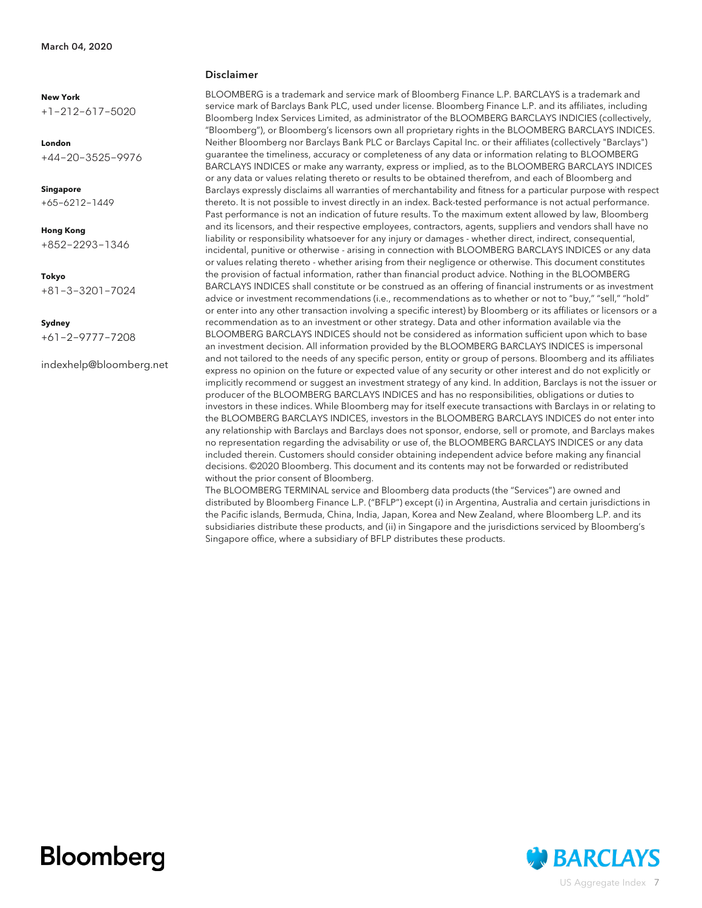March 04, 2020

**New York**
+1-212-617-5020

**London**
+44-20-3525-9976

**Singapore**
+65-6212-1449

**Hong Kong**
+852-2293-1346

**Tokyo**
+81-3-3201-7024

**Sydney**
+61-2-9777-7208

indexhelp@bloomberg.net

## Disclaimer

BLOOMBERG is a trademark and service mark of Bloomberg Finance L.P. BARCLAYS is a trademark and service mark of Barclays Bank PLC, used under license. Bloomberg Finance L.P. and its affiliates, including Bloomberg Index Services Limited, as administrator of the BLOOMBERG BARCLAYS INDICIES (collectively, "Bloomberg"), or Bloomberg's licensors own all proprietary rights in the BLOOMBERG BARCLAYS INDICES. Neither Bloomberg nor Barclays Bank PLC or Barclays Capital Inc. or their affiliates (collectively "Barclays") guarantee the timeliness, accuracy or completeness of any data or information relating to BLOOMBERG BARCLAYS INDICES or make any warranty, express or implied, as to the BLOOMBERG BARCLAYS INDICES or any data or values relating thereto or results to be obtained therefrom, and each of Bloomberg and Barclays expressly disclaims all warranties of merchantability and fitness for a particular purpose with respect thereto. It is not possible to invest directly in an index. Back-tested performance is not actual performance. Past performance is not an indication of future results. To the maximum extent allowed by law, Bloomberg and its licensors, and their respective employees, contractors, agents, suppliers and vendors shall have no liability or responsibility whatsoever for any injury or damages - whether direct, indirect, consequential, incidental, punitive or otherwise - arising in connection with BLOOMBERG BARCLAYS INDICES or any data or values relating thereto - whether arising from their negligence or otherwise. This document constitutes the provision of factual information, rather than financial product advice. Nothing in the BLOOMBERG BARCLAYS INDICES shall constitute or be construed as an offering of financial instruments or as investment advice or investment recommendations (i.e., recommendations as to whether or not to "buy," "sell," "hold" or enter into any other transaction involving a specific interest) by Bloomberg or its affiliates or licensors or a recommendation as to an investment or other strategy. Data and other information available via the BLOOMBERG BARCLAYS INDICES should not be considered as information sufficient upon which to base an investment decision. All information provided by the BLOOMBERG BARCLAYS INDICES is impersonal and not tailored to the needs of any specific person, entity or group of persons. Bloomberg and its affiliates express no opinion on the future or expected value of any security or other interest and do not explicitly or implicitly recommend or suggest an investment strategy of any kind. In addition, Barclays is not the issuer or producer of the BLOOMBERG BARCLAYS INDICES and has no responsibilities, obligations or duties to investors in these indices. While Bloomberg may for itself execute transactions with Barclays in or relating to the BLOOMBERG BARCLAYS INDICES, investors in the BLOOMBERG BARCLAYS INDICES do not enter into any relationship with Barclays and Barclays does not sponsor, endorse, sell or promote, and Barclays makes no representation regarding the advisability or use of, the BLOOMBERG BARCLAYS INDICES or any data included therein. Customers should consider obtaining independent advice before making any financial decisions. ©2020 Bloomberg. This document and its contents may not be forwarded or redistributed without the prior consent of Bloomberg.

The BLOOMBERG TERMINAL service and Bloomberg data products (the "Services") are owned and distributed by Bloomberg Finance L.P. ("BFLP") except (i) in Argentina, Australia and certain jurisdictions in the Pacific islands, Bermuda, China, India, Japan, Korea and New Zealand, where Bloomberg L.P. and its subsidiaries distribute these products, and (ii) in Singapore and the jurisdictions serviced by Bloomberg's Singapore office, where a subsidiary of BFLP distributes these products.